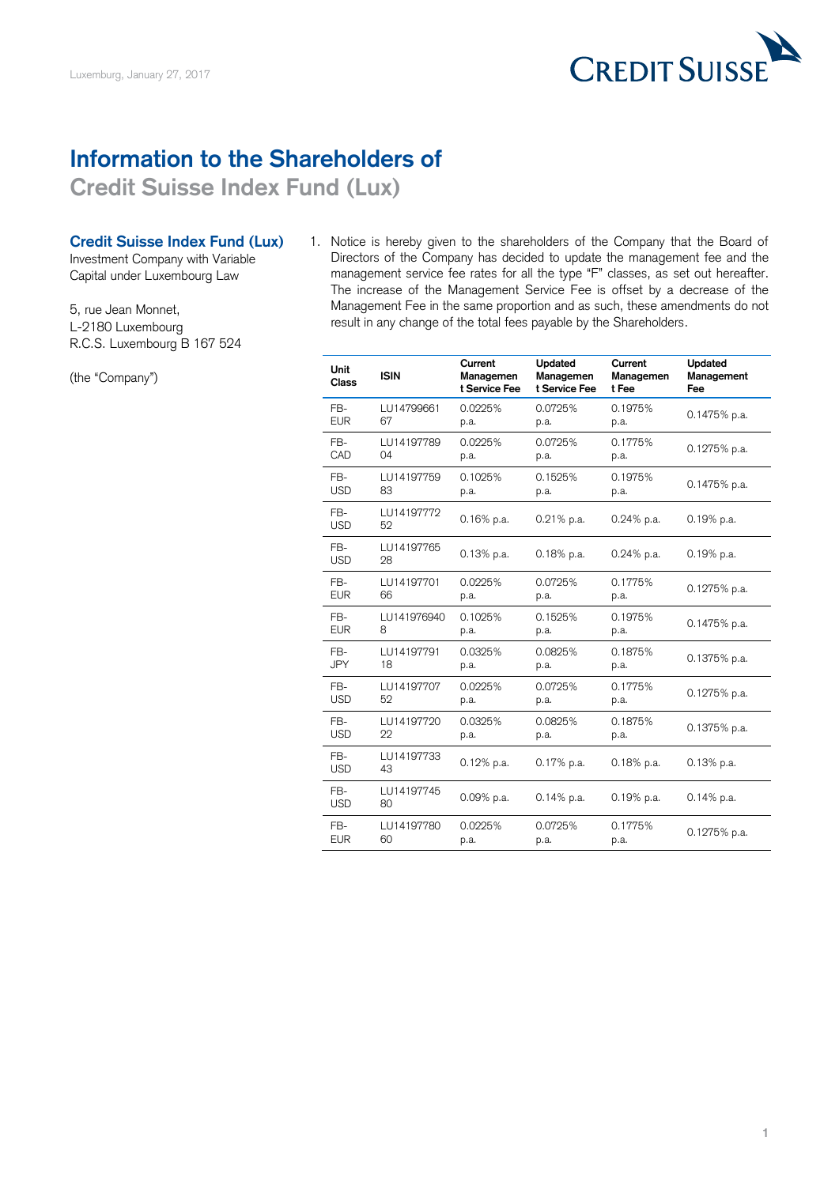Luxemburg, January 27, 2017

# Information to the Shareholders of

## Credit Suisse Index Fund (Lux)

**Credit Suisse Index Fund (Lux)**
Investment Company with Variable Capital under Luxembourg Law

5, rue Jean Monnet,
L-2180 Luxembourg
R.C.S. Luxembourg B 167 524

(the "Company")

1. Notice is hereby given to the shareholders of the Company that the Board of Directors of the Company has decided to update the management fee and the management service fee rates for all the type "F" classes, as set out hereafter. The increase of the Management Service Fee is offset by a decrease of the Management Fee in the same proportion and as such, these amendments do not result in any change of the total fees payable by the Shareholders.

| Unit Class | ISIN | Current Management Service Fee | Updated Management Service Fee | Current Management Fee | Updated Management Fee |
|---|---|---|---|---|---|
| FB-EUR | LU1479966167 | 0.0225% p.a. | 0.0725% p.a. | 0.1975% p.a. | 0.1475% p.a. |
| FB-CAD | LU1419778904 | 0.0225% p.a. | 0.0725% p.a. | 0.1775% p.a. | 0.1275% p.a. |
| FB-USD | LU1419775983 | 0.1025% p.a. | 0.1525% p.a. | 0.1975% p.a. | 0.1475% p.a. |
| FB-USD | LU1419777252 | 0.16% p.a. | 0.21% p.a. | 0.24% p.a. | 0.19% p.a. |
| FB-USD | LU1419776528 | 0.13% p.a. | 0.18% p.a. | 0.24% p.a. | 0.19% p.a. |
| FB-EUR | LU1419770166 | 0.0225% p.a. | 0.0725% p.a. | 0.1775% p.a. | 0.1275% p.a. |
| FB-EUR | LU1419769408 | 0.1025% p.a. | 0.1525% p.a. | 0.1975% p.a. | 0.1475% p.a. |
| FB-JPY | LU1419779118 | 0.0325% p.a. | 0.0825% p.a. | 0.1875% p.a. | 0.1375% p.a. |
| FB-USD | LU1419770752 | 0.0225% p.a. | 0.0725% p.a. | 0.1775% p.a. | 0.1275% p.a. |
| FB-USD | LU1419772022 | 0.0325% p.a. | 0.0825% p.a. | 0.1875% p.a. | 0.1375% p.a. |
| FB-USD | LU1419773343 | 0.12% p.a. | 0.17% p.a. | 0.18% p.a. | 0.13% p.a. |
| FB-USD | LU1419774580 | 0.09% p.a. | 0.14% p.a. | 0.19% p.a. | 0.14% p.a. |
| FB-EUR | LU1419778060 | 0.0225% p.a. | 0.0725% p.a. | 0.1775% p.a. | 0.1275% p.a. |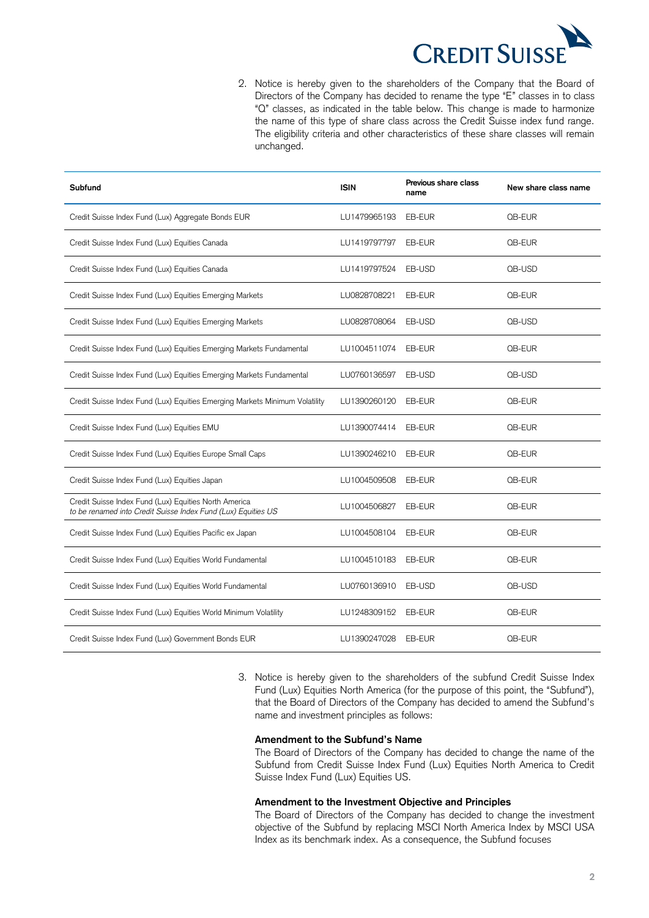2. Notice is hereby given to the shareholders of the Company that the Board of Directors of the Company has decided to rename the type "E" classes in to class "Q" classes, as indicated in the table below. This change is made to harmonize the name of this type of share class across the Credit Suisse index fund range. The eligibility criteria and other characteristics of these share classes will remain unchanged.

| Subfund | ISIN | Previous share class name | New share class name |
|---|---|---|---|
| Credit Suisse Index Fund (Lux) Aggregate Bonds EUR | LU1479965193 | EB-EUR | QB-EUR |
| Credit Suisse Index Fund (Lux) Equities Canada | LU1419797797 | EB-EUR | QB-EUR |
| Credit Suisse Index Fund (Lux) Equities Canada | LU1419797524 | EB-USD | QB-USD |
| Credit Suisse Index Fund (Lux) Equities Emerging Markets | LU0828708221 | EB-EUR | QB-EUR |
| Credit Suisse Index Fund (Lux) Equities Emerging Markets | LU0828708064 | EB-USD | QB-USD |
| Credit Suisse Index Fund (Lux) Equities Emerging Markets Fundamental | LU1004511074 | EB-EUR | QB-EUR |
| Credit Suisse Index Fund (Lux) Equities Emerging Markets Fundamental | LU0760136597 | EB-USD | QB-USD |
| Credit Suisse Index Fund (Lux) Equities Emerging Markets Minimum Volatility | LU1390260120 | EB-EUR | QB-EUR |
| Credit Suisse Index Fund (Lux) Equities EMU | LU1390074414 | EB-EUR | QB-EUR |
| Credit Suisse Index Fund (Lux) Equities Europe Small Caps | LU1390246210 | EB-EUR | QB-EUR |
| Credit Suisse Index Fund (Lux) Equities Japan | LU1004509508 | EB-EUR | QB-EUR |
| Credit Suisse Index Fund (Lux) Equities North America *to be renamed into Credit Suisse Index Fund (Lux) Equities US* | LU1004506827 | EB-EUR | QB-EUR |
| Credit Suisse Index Fund (Lux) Equities Pacific ex Japan | LU1004508104 | EB-EUR | QB-EUR |
| Credit Suisse Index Fund (Lux) Equities World Fundamental | LU1004510183 | EB-EUR | QB-EUR |
| Credit Suisse Index Fund (Lux) Equities World Fundamental | LU0760136910 | EB-USD | QB-USD |
| Credit Suisse Index Fund (Lux) Equities World Minimum Volatility | LU1248309152 | EB-EUR | QB-EUR |
| Credit Suisse Index Fund (Lux) Government Bonds EUR | LU1390247028 | EB-EUR | QB-EUR |

3. Notice is hereby given to the shareholders of the subfund Credit Suisse Index Fund (Lux) Equities North America (for the purpose of this point, the "Subfund"), that the Board of Directors of the Company has decided to amend the Subfund's name and investment principles as follows:

**Amendment to the Subfund's Name**

The Board of Directors of the Company has decided to change the name of the Subfund from Credit Suisse Index Fund (Lux) Equities North America to Credit Suisse Index Fund (Lux) Equities US.

**Amendment to the Investment Objective and Principles**

The Board of Directors of the Company has decided to change the investment objective of the Subfund by replacing MSCI North America Index by MSCI USA Index as its benchmark index. As a consequence, the Subfund focuses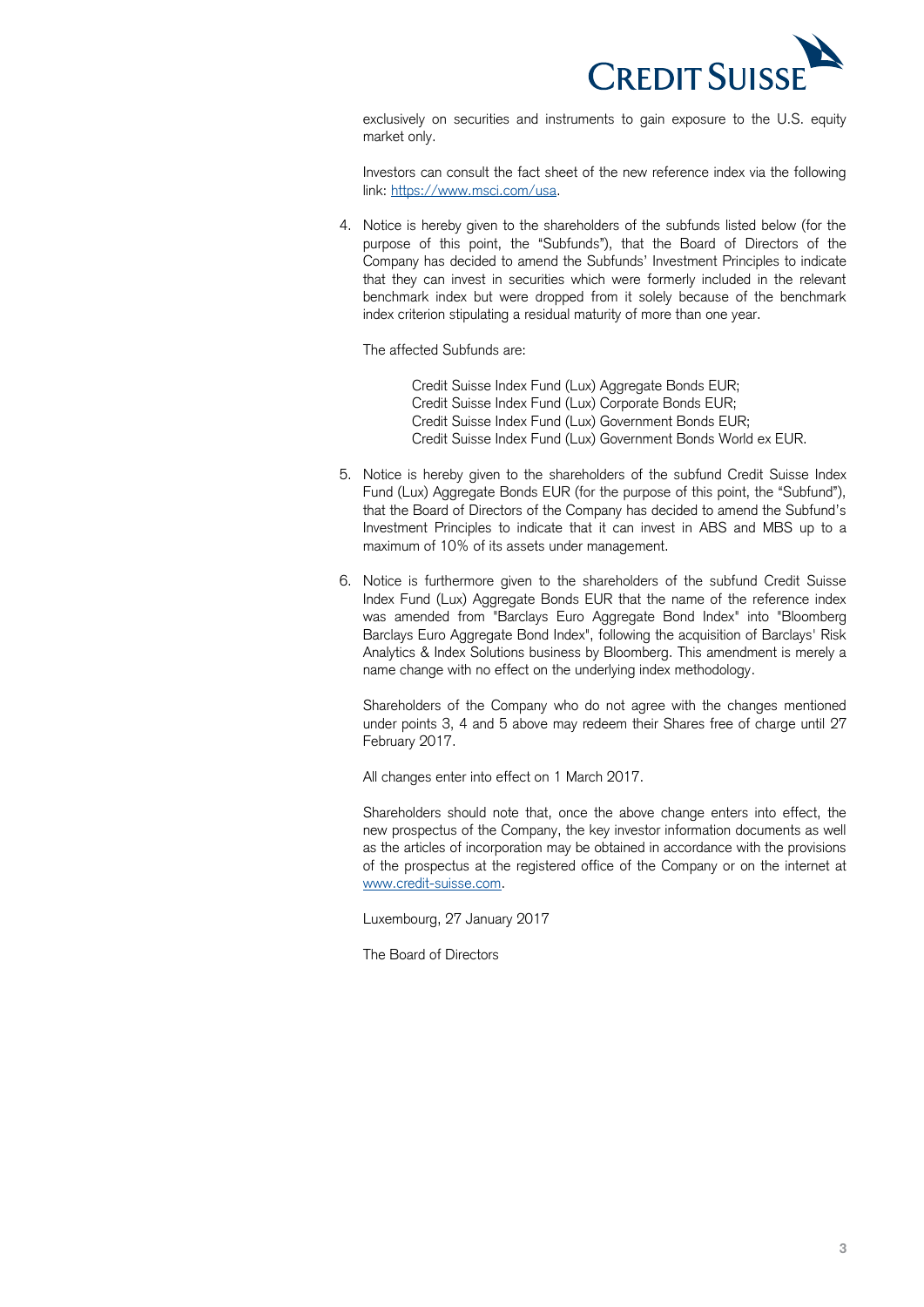exclusively on securities and instruments to gain exposure to the U.S. equity market only.

Investors can consult the fact sheet of the new reference index via the following link: [https://www.msci.com/usa](https://www.msci.com/usa).

4. Notice is hereby given to the shareholders of the subfunds listed below (for the purpose of this point, the "Subfunds"), that the Board of Directors of the Company has decided to amend the Subfunds' Investment Principles to indicate that they can invest in securities which were formerly included in the relevant benchmark index but were dropped from it solely because of the benchmark index criterion stipulating a residual maturity of more than one year.

   The affected Subfunds are:

   Credit Suisse Index Fund (Lux) Aggregate Bonds EUR;
   Credit Suisse Index Fund (Lux) Corporate Bonds EUR;
   Credit Suisse Index Fund (Lux) Government Bonds EUR;
   Credit Suisse Index Fund (Lux) Government Bonds World ex EUR.

5. Notice is hereby given to the shareholders of the subfund Credit Suisse Index Fund (Lux) Aggregate Bonds EUR (for the purpose of this point, the "Subfund"), that the Board of Directors of the Company has decided to amend the Subfund's Investment Principles to indicate that it can invest in ABS and MBS up to a maximum of 10% of its assets under management.

6. Notice is furthermore given to the shareholders of the subfund Credit Suisse Index Fund (Lux) Aggregate Bonds EUR that the name of the reference index was amended from "Barclays Euro Aggregate Bond Index" into "Bloomberg Barclays Euro Aggregate Bond Index", following the acquisition of Barclays' Risk Analytics & Index Solutions business by Bloomberg. This amendment is merely a name change with no effect on the underlying index methodology.

Shareholders of the Company who do not agree with the changes mentioned under points 3, 4 and 5 above may redeem their Shares free of charge until 27 February 2017.

All changes enter into effect on 1 March 2017.

Shareholders should note that, once the above change enters into effect, the new prospectus of the Company, the key investor information documents as well as the articles of incorporation may be obtained in accordance with the provisions of the prospectus at the registered office of the Company or on the internet at [www.credit-suisse.com](www.credit-suisse.com).

Luxembourg, 27 January 2017

The Board of Directors